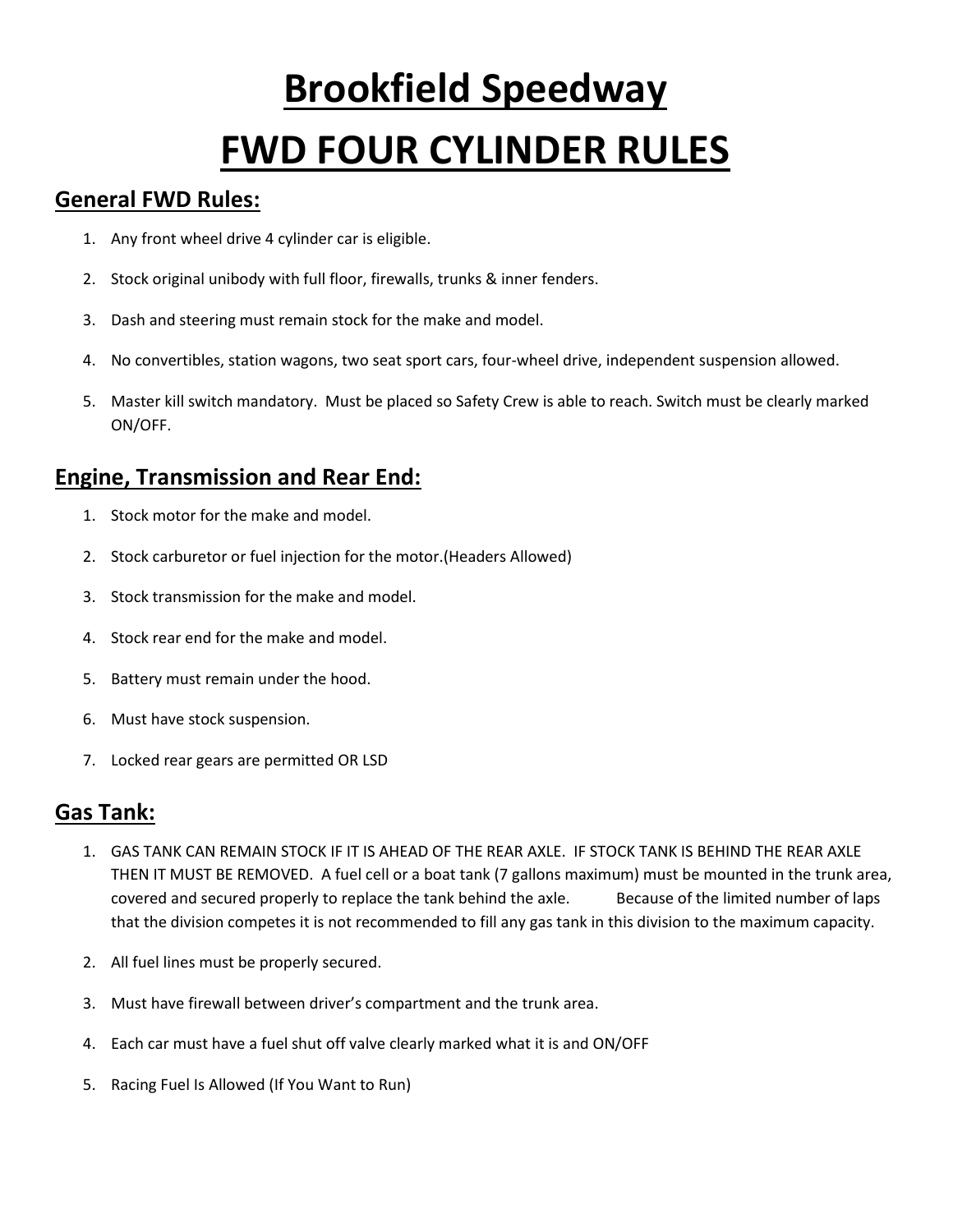# Brookfield Speedway

# FWD FOUR CYLINDER RULES

## General FWD Rules:

1. Any front wheel drive 4 cylinder car is eligible.
2. Stock original unibody with full floor, firewalls, trunks & inner fenders.
3. Dash and steering must remain stock for the make and model.
4. No convertibles, station wagons, two seat sport cars, four-wheel drive, independent suspension allowed.
5. Master kill switch mandatory. Must be placed so Safety Crew is able to reach. Switch must be clearly marked ON/OFF.

## Engine, Transmission and Rear End:

1. Stock motor for the make and model.
2. Stock carburetor or fuel injection for the motor.(Headers Allowed)
3. Stock transmission for the make and model.
4. Stock rear end for the make and model.
5. Battery must remain under the hood.
6. Must have stock suspension.
7. Locked rear gears are permitted OR LSD

## Gas Tank:

1. GAS TANK CAN REMAIN STOCK IF IT IS AHEAD OF THE REAR AXLE. IF STOCK TANK IS BEHIND THE REAR AXLE THEN IT MUST BE REMOVED. A fuel cell or a boat tank (7 gallons maximum) must be mounted in the trunk area, covered and secured properly to replace the tank behind the axle. Because of the limited number of laps that the division competes it is not recommended to fill any gas tank in this division to the maximum capacity.
2. All fuel lines must be properly secured.
3. Must have firewall between driver's compartment and the trunk area.
4. Each car must have a fuel shut off valve clearly marked what it is and ON/OFF
5. Racing Fuel Is Allowed (If You Want to Run)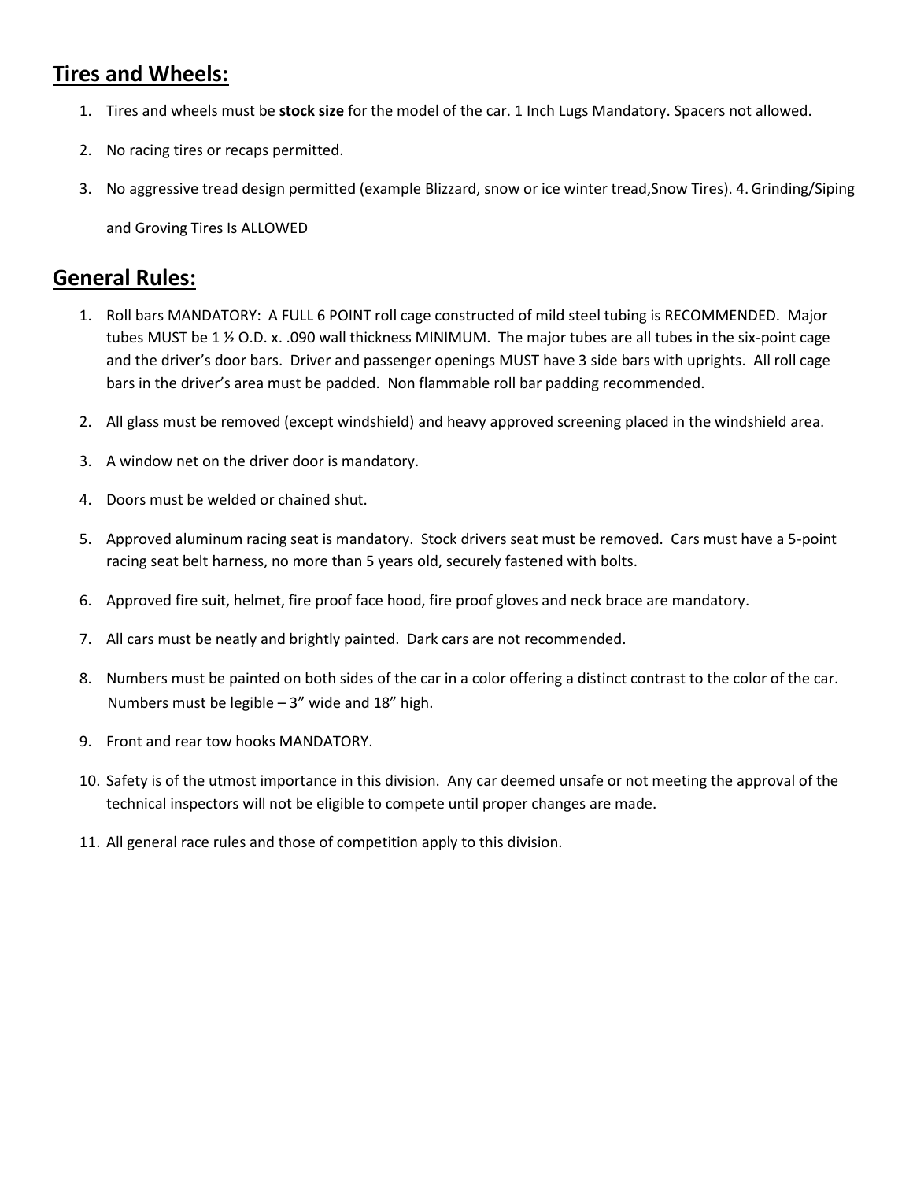## Tires and Wheels:

1. Tires and wheels must be **stock size** for the model of the car. 1 Inch Lugs Mandatory. Spacers not allowed.
2. No racing tires or recaps permitted.
3. No aggressive tread design permitted (example Blizzard, snow or ice winter tread,Snow Tires). 4. Grinding/Siping and Groving Tires Is ALLOWED

## General Rules:

1. Roll bars MANDATORY: A FULL 6 POINT roll cage constructed of mild steel tubing is RECOMMENDED. Major tubes MUST be 1 ½ O.D. x. .090 wall thickness MINIMUM. The major tubes are all tubes in the six-point cage and the driver's door bars. Driver and passenger openings MUST have 3 side bars with uprights. All roll cage bars in the driver's area must be padded. Non flammable roll bar padding recommended.
2. All glass must be removed (except windshield) and heavy approved screening placed in the windshield area.
3. A window net on the driver door is mandatory.
4. Doors must be welded or chained shut.
5. Approved aluminum racing seat is mandatory. Stock drivers seat must be removed. Cars must have a 5-point racing seat belt harness, no more than 5 years old, securely fastened with bolts.
6. Approved fire suit, helmet, fire proof face hood, fire proof gloves and neck brace are mandatory.
7. All cars must be neatly and brightly painted. Dark cars are not recommended.
8. Numbers must be painted on both sides of the car in a color offering a distinct contrast to the color of the car. Numbers must be legible – 3" wide and 18" high.
9. Front and rear tow hooks MANDATORY.
10. Safety is of the utmost importance in this division. Any car deemed unsafe or not meeting the approval of the technical inspectors will not be eligible to compete until proper changes are made.
11. All general race rules and those of competition apply to this division.